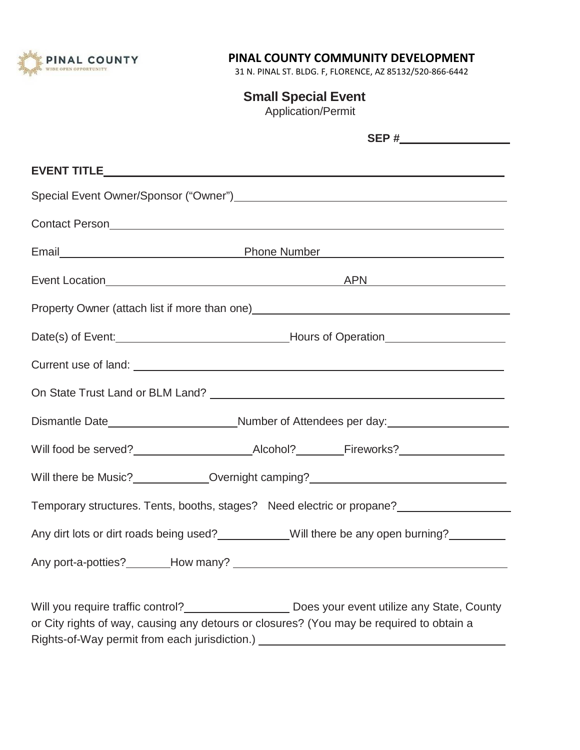**PINAL COUNTY COMMUNITY DEVELOPMENT**
31 N. PINAL ST. BLDG. F, FLORENCE, AZ 85132/520-866-6442

## Small Special Event
Application/Permit

**SEP #**\_\_\_\_\_\_\_\_\_\_\_\_\_\_\_\_

**EVENT TITLE**\_\_\_\_\_\_\_\_\_\_\_\_\_\_\_\_\_\_\_\_\_\_\_\_\_\_\_\_\_\_\_\_\_\_\_\_\_\_\_\_\_\_\_\_

Special Event Owner/Sponsor (“Owner”)\_\_\_\_\_\_\_\_\_\_\_\_\_\_\_\_\_\_\_\_\_\_\_\_\_\_\_\_\_\_

Contact Person\_\_\_\_\_\_\_\_\_\_\_\_\_\_\_\_\_\_\_\_\_\_\_\_\_\_\_\_\_\_\_\_\_\_\_\_\_\_\_\_\_\_\_\_\_\_

Email\_\_\_\_\_\_\_\_\_\_\_\_\_\_\_\_\_\_\_\_ Phone Number\_\_\_\_\_\_\_\_\_\_\_\_\_\_\_\_\_\_\_\_

Event Location\_\_\_\_\_\_\_\_\_\_\_\_\_\_\_\_\_\_\_\_\_\_\_\_\_\_\_\_ APN\_\_\_\_\_\_\_\_\_\_\_\_\_\_\_\_

Property Owner (attach list if more than one)\_\_\_\_\_\_\_\_\_\_\_\_\_\_\_\_\_\_\_\_\_\_\_\_\_\_\_\_

Date(s) of Event:\_\_\_\_\_\_\_\_\_\_\_\_\_\_\_\_\_\_\_\_Hours of Operation\_\_\_\_\_\_\_\_\_\_\_\_\_\_\_\_

Current use of land: \_\_\_\_\_\_\_\_\_\_\_\_\_\_\_\_\_\_\_\_\_\_\_\_\_\_\_\_\_\_\_\_\_\_\_\_\_\_\_\_\_\_

On State Trust Land or BLM Land? \_\_\_\_\_\_\_\_\_\_\_\_\_\_\_\_\_\_\_\_\_\_\_\_\_\_\_\_\_\_\_\_\_

Dismantle Date\_\_\_\_\_\_\_\_\_\_\_\_\_\_\_\_Number of Attendees per day:\_\_\_\_\_\_\_\_\_\_\_\_\_\_\_\_

Will food be served?\_\_\_\_\_\_\_\_\_\_\_\_\_\_\_\_Alcohol?\_\_\_\_\_\_\_\_Fireworks?\_\_\_\_\_\_\_\_\_\_\_\_\_\_\_\_

Will there be Music?\_\_\_\_\_\_\_\_\_\_\_\_Overnight camping?\_\_\_\_\_\_\_\_\_\_\_\_\_\_\_\_\_\_\_\_\_\_\_\_

Temporary structures. Tents, booths, stages? Need electric or propane?\_\_\_\_\_\_\_\_\_\_\_\_\_\_\_\_

Any dirt lots or dirt roads being used?\_\_\_\_\_\_\_\_\_\_\_\_Will there be any open burning?\_\_\_\_\_\_\_\_

Any port-a-potties?\_\_\_\_\_\_\_How many? \_\_\_\_\_\_\_\_\_\_\_\_\_\_\_\_\_\_\_\_\_\_\_\_\_\_\_\_\_\_

Will you require traffic control?\_\_\_\_\_\_\_\_\_\_\_\_\_\_\_\_ Does your event utilize any State, County or City rights of way, causing any detours or closures? (You may be required to obtain a Rights-of-Way permit from each jurisdiction.) \_\_\_\_\_\_\_\_\_\_\_\_\_\_\_\_\_\_\_\_\_\_\_\_\_\_\_\_\_\_\_\_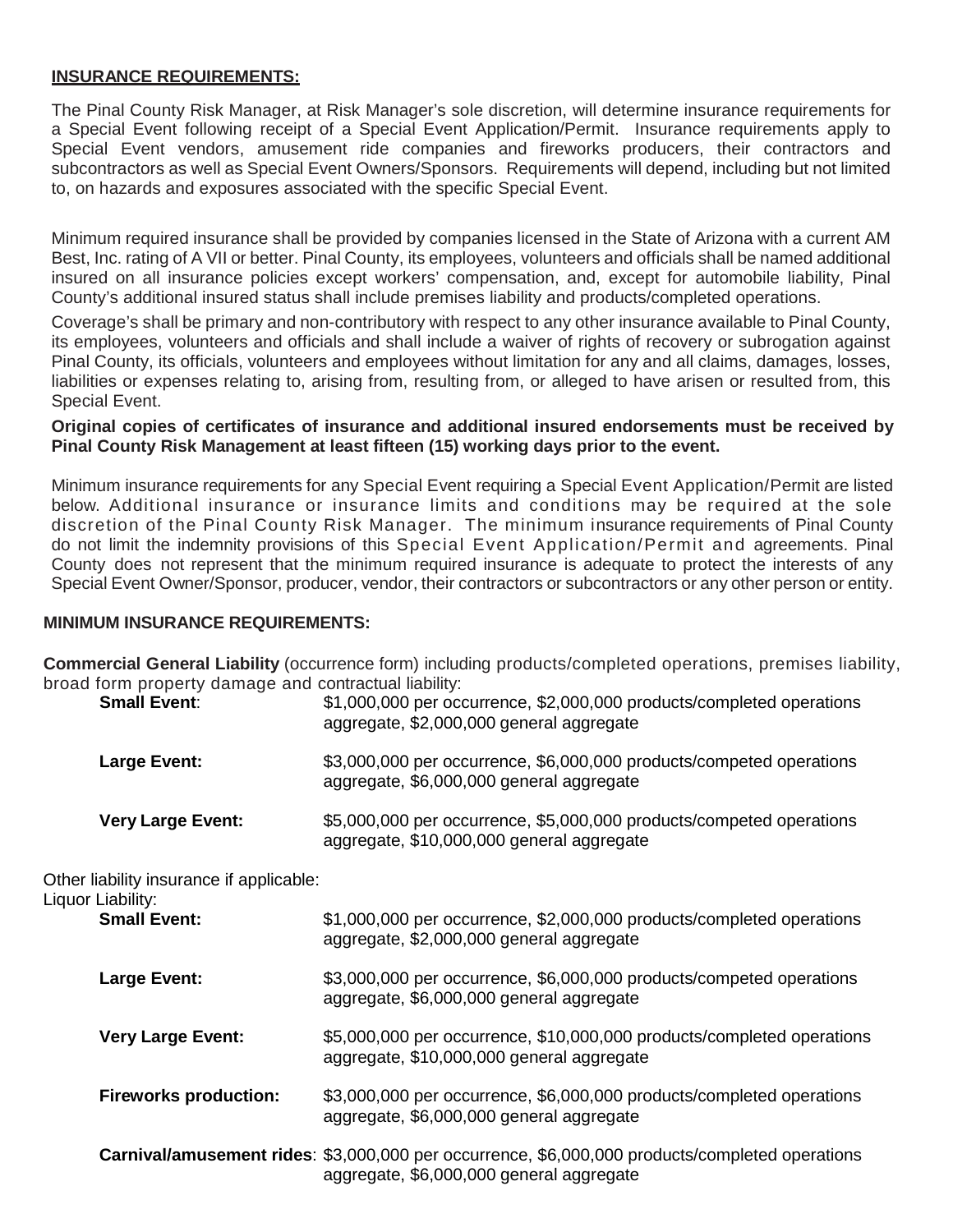**INSURANCE REQUIREMENTS:**

The Pinal County Risk Manager, at Risk Manager's sole discretion, will determine insurance requirements for a Special Event following receipt of a Special Event Application/Permit. Insurance requirements apply to Special Event vendors, amusement ride companies and fireworks producers, their contractors and subcontractors as well as Special Event Owners/Sponsors. Requirements will depend, including but not limited to, on hazards and exposures associated with the specific Special Event.

Minimum required insurance shall be provided by companies licensed in the State of Arizona with a current AM Best, Inc. rating of A VII or better. Pinal County, its employees, volunteers and officials shall be named additional insured on all insurance policies except workers' compensation, and, except for automobile liability, Pinal County's additional insured status shall include premises liability and products/completed operations.

Coverage's shall be primary and non-contributory with respect to any other insurance available to Pinal County, its employees, volunteers and officials and shall include a waiver of rights of recovery or subrogation against Pinal County, its officials, volunteers and employees without limitation for any and all claims, damages, losses, liabilities or expenses relating to, arising from, resulting from, or alleged to have arisen or resulted from, this Special Event.

**Original copies of certificates of insurance and additional insured endorsements must be received by Pinal County Risk Management at least fifteen (15) working days prior to the event.**

Minimum insurance requirements for any Special Event requiring a Special Event Application/Permit are listed below. Additional insurance or insurance limits and conditions may be required at the sole discretion of the Pinal County Risk Manager. The minimum insurance requirements of Pinal County do not limit the indemnity provisions of this Special Event Application/Permit and agreements. Pinal County does not represent that the minimum required insurance is adequate to protect the interests of any Special Event Owner/Sponsor, producer, vendor, their contractors or subcontractors or any other person or entity.

**MINIMUM INSURANCE REQUIREMENTS:**

**Commercial General Liability** (occurrence form) including products/completed operations, premises liability, broad form property damage and contractual liability:

- **Small Event**: $1,000,000 per occurrence, $2,000,000 products/completed operations aggregate, $2,000,000 general aggregate
- **Large Event:** $3,000,000 per occurrence, $6,000,000 products/competed operations aggregate, $6,000,000 general aggregate
- **Very Large Event:** $5,000,000 per occurrence, $5,000,000 products/competed operations aggregate, $10,000,000 general aggregate

Other liability insurance if applicable:

Liquor Liability:

- **Small Event:** $1,000,000 per occurrence, $2,000,000 products/completed operations aggregate, $2,000,000 general aggregate
- **Large Event:** $3,000,000 per occurrence, $6,000,000 products/competed operations aggregate, $6,000,000 general aggregate
- **Very Large Event:** $5,000,000 per occurrence, $10,000,000 products/completed operations aggregate, $10,000,000 general aggregate
- **Fireworks production:** $3,000,000 per occurrence, $6,000,000 products/completed operations aggregate, $6,000,000 general aggregate
- **Carnival/amusement rides**: $3,000,000 per occurrence, $6,000,000 products/completed operations aggregate, $6,000,000 general aggregate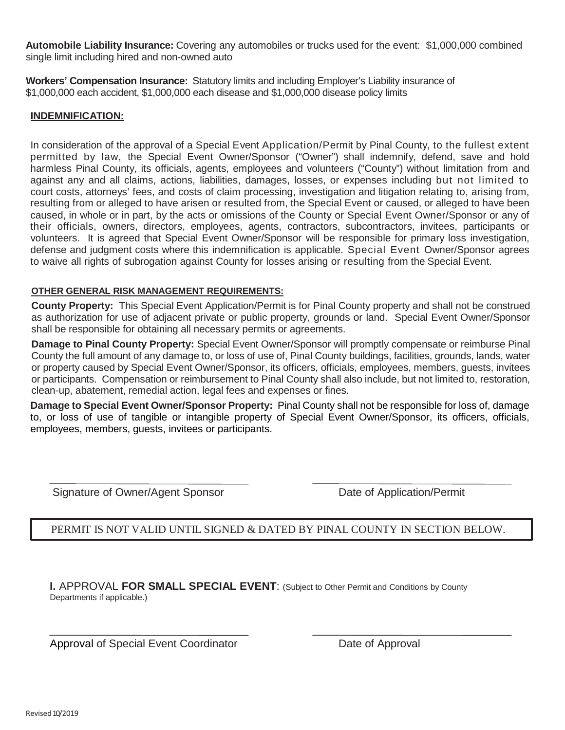**Automobile Liability Insurance:** Covering any automobiles or trucks used for the event: $1,000,000 combined single limit including hired and non-owned auto

**Workers' Compensation Insurance:** Statutory limits and including Employer's Liability insurance of $1,000,000 each accident, $1,000,000 each disease and $1,000,000 disease policy limits

**INDEMNIFICATION:**

In consideration of the approval of a Special Event Application/Permit by Pinal County, to the fullest extent permitted by law, the Special Event Owner/Sponsor ("Owner") shall indemnify, defend, save and hold harmless Pinal County, its officials, agents, employees and volunteers ("County") without limitation from and against any and all claims, actions, liabilities, damages, losses, or expenses including but not limited to court costs, attorneys' fees, and costs of claim processing, investigation and litigation relating to, arising from, resulting from or alleged to have arisen or resulted from, the Special Event or caused, or alleged to have been caused, in whole or in part, by the acts or omissions of the County or Special Event Owner/Sponsor or any of their officials, owners, directors, employees, agents, contractors, subcontractors, invitees, participants or volunteers. It is agreed that Special Event Owner/Sponsor will be responsible for primary loss investigation, defense and judgment costs where this indemnification is applicable. Special Event Owner/Sponsor agrees to waive all rights of subrogation against County for losses arising or resulting from the Special Event.

**OTHER GENERAL RISK MANAGEMENT REQUIREMENTS:**

**County Property:** This Special Event Application/Permit is for Pinal County property and shall not be construed as authorization for use of adjacent private or public property, grounds or land. Special Event Owner/Sponsor shall be responsible for obtaining all necessary permits or agreements.

**Damage to Pinal County Property:** Special Event Owner/Sponsor will promptly compensate or reimburse Pinal County the full amount of any damage to, or loss of use of, Pinal County buildings, facilities, grounds, lands, water or property caused by Special Event Owner/Sponsor, its officers, officials, employees, members, guests, invitees or participants. Compensation or reimbursement to Pinal County shall also include, but not limited to, restoration, clean-up, abatement, remedial action, legal fees and expenses or fines.

**Damage to Special Event Owner/Sponsor Property:** Pinal County shall not be responsible for loss of, damage to, or loss of use of tangible or intangible property of Special Event Owner/Sponsor, its officers, officials, employees, members, guests, invitees or participants.

\_\_\_\_\_\_\_\_\_\_\_\_\_\_\_\_\_\_\_\_\_\_\_\_\_\_\_\_\_\_ \_\_\_\_\_\_\_\_\_\_\_\_\_\_\_\_\_\_\_\_\_\_\_\_\_\_\_\_\_\_

Signature of Owner/Agent Sponsor Date of Application/Permit

PERMIT IS NOT VALID UNTIL SIGNED & DATED BY PINAL COUNTY IN SECTION BELOW.

**I.** APPROVAL **FOR SMALL SPECIAL EVENT**: (Subject to Other Permit and Conditions by County Departments if applicable.)

\_\_\_\_\_\_\_\_\_\_\_\_\_\_\_\_\_\_\_\_\_\_\_\_\_\_\_\_\_\_ \_\_\_\_\_\_\_\_\_\_\_\_\_\_\_\_\_\_\_\_\_\_\_\_\_\_\_\_\_\_

Approval of Special Event Coordinator Date of Approval

Revised 10/2019